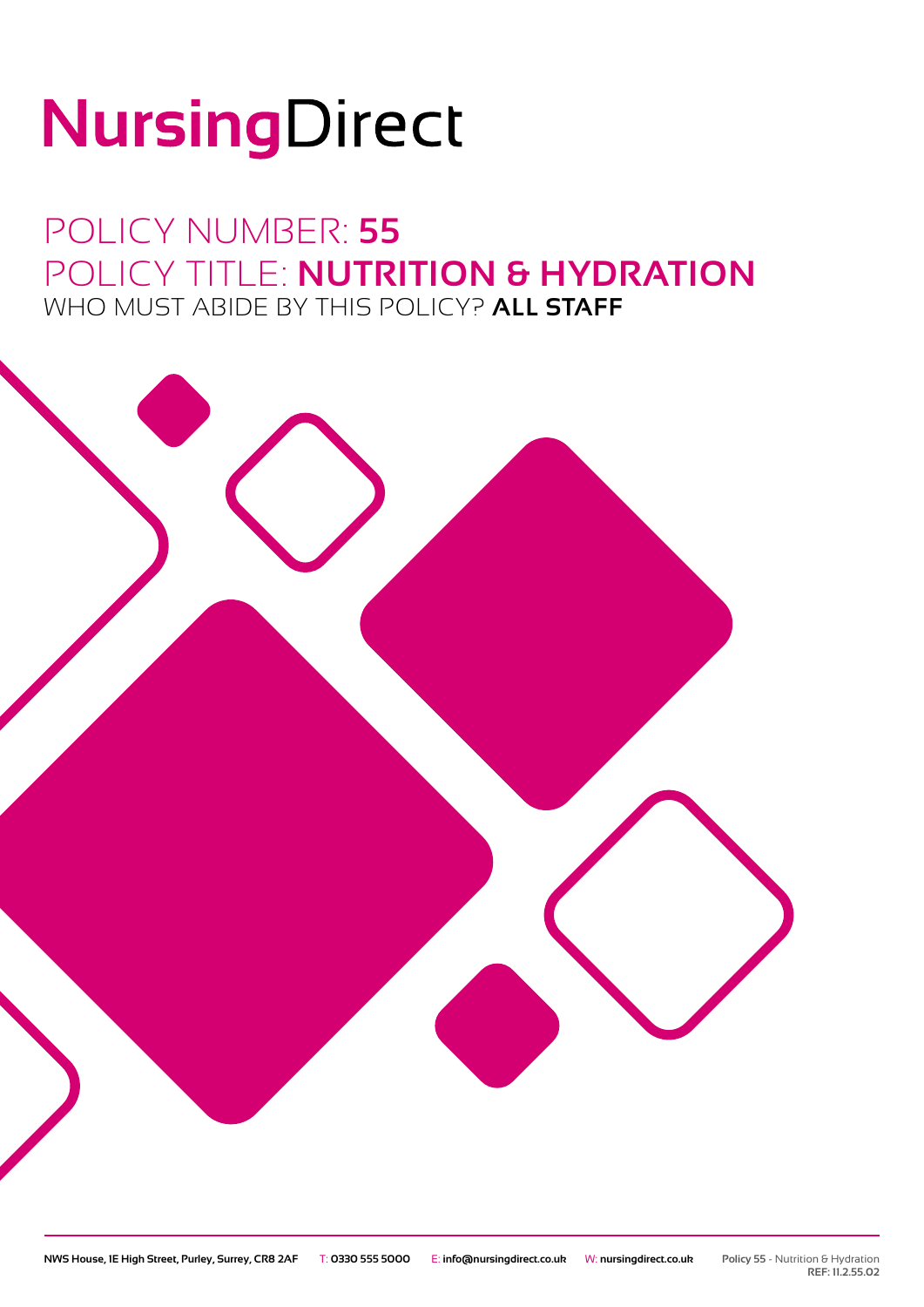# NursingDirect

## POLICY NUMBER: **55**

## POLICY TITLE: **NUTRITION & HYDRATION**

WHO MUST ABIDE BY THIS POLICY? **ALL STAFF**

**NWS House, 1E High Street, Purley, Surrey, CR8 2AF** T: **0330 555 5000** E: **info@nursingdirect.co.uk** W: **nursingdirect.co.uk**

**Policy 55** - Nutrition & Hydration
**REF: 11.2.55.02**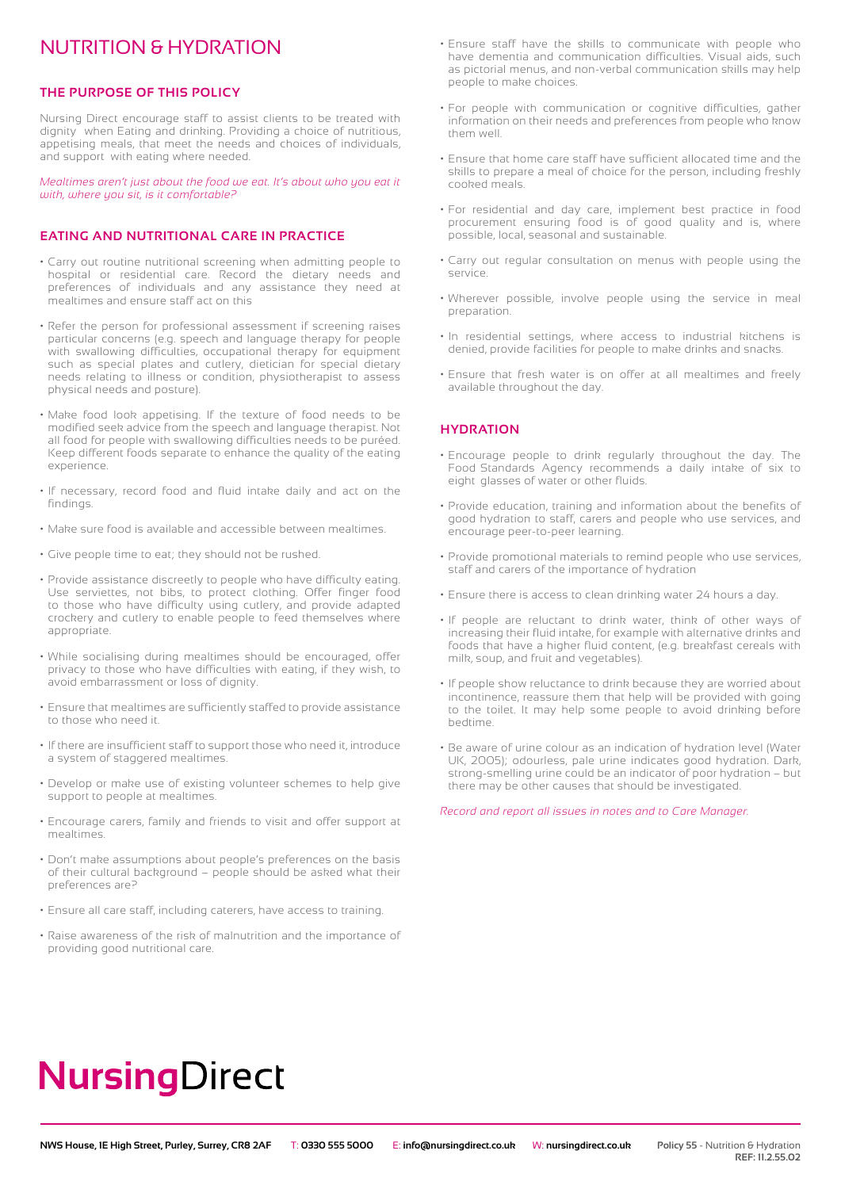# NUTRITION & HYDRATION

## THE PURPOSE OF THIS POLICY

Nursing Direct encourage staff to assist clients to be treated with dignity when Eating and drinking. Providing a choice of nutritious, appetising meals, that meet the needs and choices of individuals, and support with eating where needed.

*Mealtimes aren't just about the food we eat. It's about who you eat it with, where you sit, is it comfortable?*

## EATING AND NUTRITIONAL CARE IN PRACTICE

- Carry out routine nutritional screening when admitting people to hospital or residential care. Record the dietary needs and preferences of individuals and any assistance they need at mealtimes and ensure staff act on this
- Refer the person for professional assessment if screening raises particular concerns (e.g. speech and language therapy for people with swallowing difficulties, occupational therapy for equipment such as special plates and cutlery, dietician for special dietary needs relating to illness or condition, physiotherapist to assess physical needs and posture).
- Make food look appetising. If the texture of food needs to be modified seek advice from the speech and language therapist. Not all food for people with swallowing difficulties needs to be puréed. Keep different foods separate to enhance the quality of the eating experience.
- If necessary, record food and fluid intake daily and act on the findings.
- Make sure food is available and accessible between mealtimes.
- Give people time to eat; they should not be rushed.
- Provide assistance discreetly to people who have difficulty eating. Use serviettes, not bibs, to protect clothing. Offer finger food to those who have difficulty using cutlery, and provide adapted crockery and cutlery to enable people to feed themselves where appropriate.
- While socialising during mealtimes should be encouraged, offer privacy to those who have difficulties with eating, if they wish, to avoid embarrassment or loss of dignity.
- Ensure that mealtimes are sufficiently staffed to provide assistance to those who need it.
- If there are insufficient staff to support those who need it, introduce a system of staggered mealtimes.
- Develop or make use of existing volunteer schemes to help give support to people at mealtimes.
- Encourage carers, family and friends to visit and offer support at mealtimes.
- Don't make assumptions about people's preferences on the basis of their cultural background – people should be asked what their preferences are?
- Ensure all care staff, including caterers, have access to training.
- Raise awareness of the risk of malnutrition and the importance of providing good nutritional care.
- Ensure staff have the skills to communicate with people who have dementia and communication difficulties. Visual aids, such as pictorial menus, and non-verbal communication skills may help people to make choices.
- For people with communication or cognitive difficulties, gather information on their needs and preferences from people who know them well.
- Ensure that home care staff have sufficient allocated time and the skills to prepare a meal of choice for the person, including freshly cooked meals.
- For residential and day care, implement best practice in food procurement ensuring food is of good quality and is, where possible, local, seasonal and sustainable.
- Carry out regular consultation on menus with people using the service.
- Wherever possible, involve people using the service in meal preparation.
- In residential settings, where access to industrial kitchens is denied, provide facilities for people to make drinks and snacks.
- Ensure that fresh water is on offer at all mealtimes and freely available throughout the day.

## HYDRATION

- Encourage people to drink regularly throughout the day. The Food Standards Agency recommends a daily intake of six to eight glasses of water or other fluids.
- Provide education, training and information about the benefits of good hydration to staff, carers and people who use services, and encourage peer-to-peer learning.
- Provide promotional materials to remind people who use services, staff and carers of the importance of hydration
- Ensure there is access to clean drinking water 24 hours a day.
- If people are reluctant to drink water, think of other ways of increasing their fluid intake, for example with alternative drinks and foods that have a higher fluid content, (e.g. breakfast cereals with milk, soup, and fruit and vegetables).
- If people show reluctance to drink because they are worried about incontinence, reassure them that help will be provided with going to the toilet. It may help some people to avoid drinking before bedtime.
- Be aware of urine colour as an indication of hydration level (Water UK, 2005); odourless, pale urine indicates good hydration. Dark, strong-smelling urine could be an indicator of poor hydration – but there may be other causes that should be investigated.

*Record and report all issues in notes and to Care Manager.*

**NursingDirect**

NWS House, 1E High Street, Purley, Surrey, CR8 2AF T: 0330 555 5000 E: info@nursingdirect.co.uk W: nursingdirect.co.uk **Policy 55** - Nutrition & Hydration **REF: 11.2.55.02**